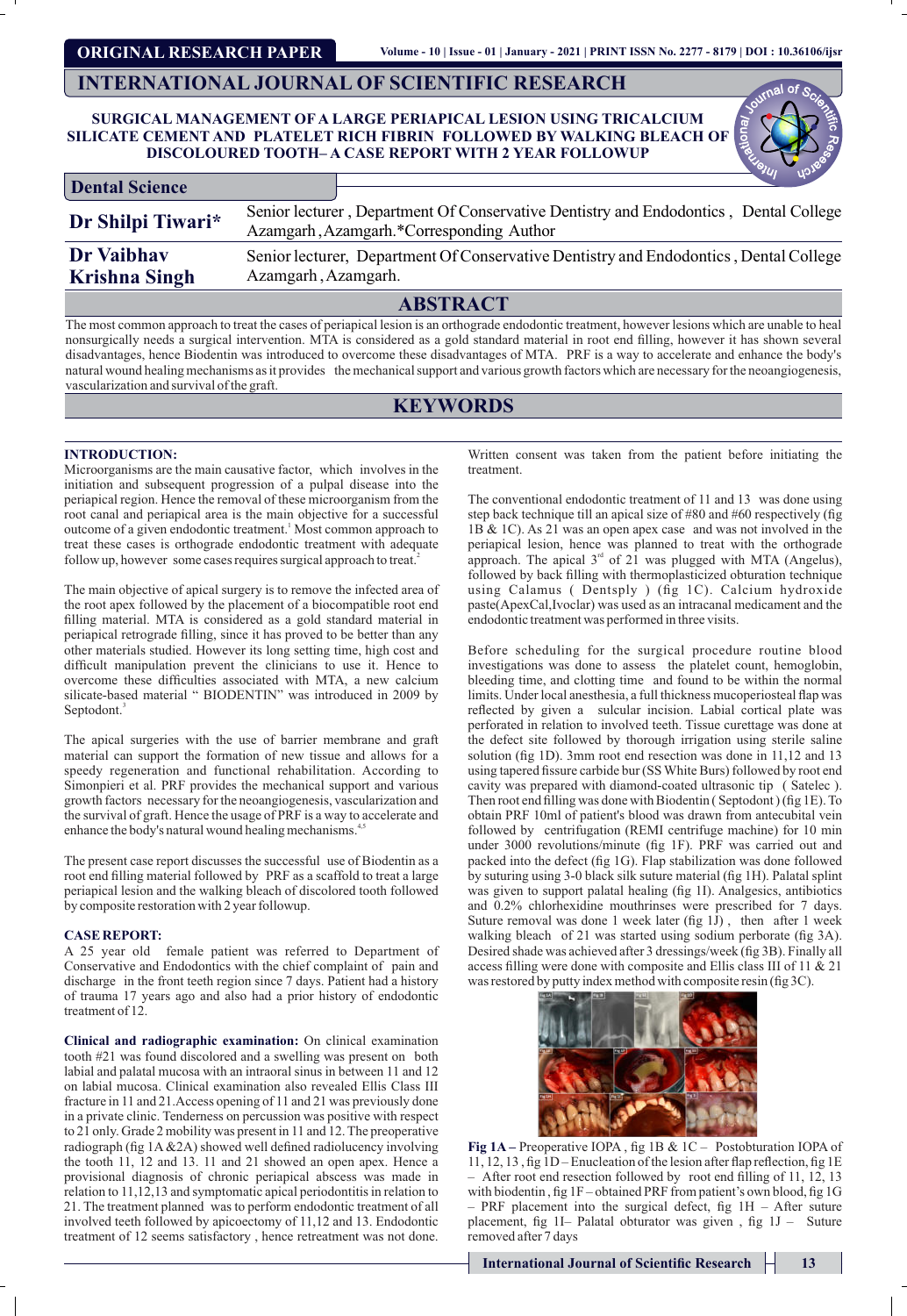ORIGINAL RESEARCH PAPER

# INTERNATIONAL JOURNAL OF SCIENTIFIC RESEARCH

## SURGICAL MANAGEMENT OF A LARGE PERIAPICAL LESION USING TRICALCIUM SILICATE CEMENT AND PLATELET RICH FIBRIN FOLLOWED BY WALKING BLEACH OF DISCOLOURED TOOTH– A CASE REPORT WITH 2 YEAR FOLLOWUP

**Dental Science**

| | |
|---|---|
| **Dr Shilpi Tiwari*** | Senior lecturer , Department Of Conservative Dentistry and Endodontics , Dental College Azamgarh ,Azamgarh.*Corresponding Author |
| **Dr Vaibhav Krishna Singh** | Senior lecturer, Department Of Conservative Dentistry and Endodontics , Dental College Azamgarh , Azamgarh. |

## ABSTRACT

The most common approach to treat the cases of periapical lesion is an orthograde endodontic treatment, however lesions which are unable to heal nonsurgically needs a surgical intervention. MTA is considered as a gold standard material in root end filling, however it has shown several disadvantages, hence Biodentin was introduced to overcome these disadvantages of MTA. PRF is a way to accelerate and enhance the body's natural wound healing mechanisms as it provides the mechanical support and various growth factors which are necessary for the neoangiogenesis, vascularization and survival of the graft.

## KEYWORDS

### INTRODUCTION:

Microorganisms are the main causative factor, which involves in the initiation and subsequent progression of a pulpal disease into the periapical region. Hence the removal of these microorganism from the root canal and periapical area is the main objective for a successful outcome of a given endodontic treatment.[1] Most common approach to treat these cases is orthograde endodontic treatment with adequate follow up, however some cases requires surgical approach to treat.[2]

The main objective of apical surgery is to remove the infected area of the root apex followed by the placement of a biocompatible root end filling material. MTA is considered as a gold standard material in periapical retrograde filling, since it has proved to be better than any other materials studied. However its long setting time, high cost and difficult manipulation prevent the clinicians to use it. Hence to overcome these difficulties associated with MTA, a new calcium silicate-based material " BIODENTIN" was introduced in 2009 by Septodont.[3]

The apical surgeries with the use of barrier membrane and graft material can support the formation of new tissue and allows for a speedy regeneration and functional rehabilitation. According to Simonpieri et al. PRF provides the mechanical support and various growth factors necessary for the neoangiogenesis, vascularization and the survival of graft. Hence the usage of PRF is a way to accelerate and enhance the body's natural wound healing mechanisms.[4,5]

The present case report discusses the successful use of Biodentin as a root end filling material followed by PRF as a scaffold to treat a large periapical lesion and the walking bleach of discolored tooth followed by composite restoration with 2 year followup.

### CASE REPORT:

A 25 year old female patient was referred to Department of Conservative and Endodontics with the chief complaint of pain and discharge in the front teeth region since 7 days. Patient had a history of trauma 17 years ago and also had a prior history of endodontic treatment of 12.

**Clinical and radiographic examination:** On clinical examination tooth #21 was found discolored and a swelling was present on both labial and palatal mucosa with an intraoral sinus in between 11 and 12 on labial mucosa. Clinical examination also revealed Ellis Class III fracture in 11 and 21.Access opening of 11 and 21 was previously done in a private clinic. Tenderness on percussion was positive with respect to 21 only. Grade 2 mobility was present in 11 and 12. The preoperative radiograph (fig 1A &2A) showed well defined radiolucency involving the tooth 11, 12 and 13. 11 and 21 showed an open apex. Hence a provisional diagnosis of chronic periapical abscess was made in relation to 11,12,13 and symptomatic apical periodontitis in relation to 21. The treatment planned was to perform endodontic treatment of all involved teeth followed by apicoectomy of 11,12 and 13. Endodontic treatment of 12 seems satisfactory , hence retreatment was not done.

Written consent was taken from the patient before initiating the treatment.

The conventional endodontic treatment of 11 and 13 was done using step back technique till an apical size of #80 and #60 respectively (fig 1B & 1C). As 21 was an open apex case and was not involved in the periapical lesion, hence was planned to treat with the orthograde approach. The apical 3rd of 21 was plugged with MTA (Angelus), followed by back filling with thermoplasticized obturation technique using Calamus ( Dentsply ) (fig 1C). Calcium hydroxide paste(ApexCal,Ivoclar) was used as an intracanal medicament and the endodontic treatment was performed in three visits.

Before scheduling for the surgical procedure routine blood investigations was done to assess the platelet count, hemoglobin, bleeding time, and clotting time and found to be within the normal limits. Under local anesthesia, a full thickness mucoperiosteal flap was reflected by given a sulcular incision. Labial cortical plate was perforated in relation to involved teeth. Tissue curettage was done at the defect site followed by thorough irrigation using sterile saline solution (fig 1D). 3mm root end resection was done in 11,12 and 13 using tapered fissure carbide bur (SS White Burs) followed by root end cavity was prepared with diamond-coated ultrasonic tip ( Satelec ). Then root end filling was done with Biodentin ( Septodont ) (fig 1E). To obtain PRF 10ml of patient's blood was drawn from antecubital vein followed by centrifugation (REMI centrifuge machine) for 10 min under 3000 revolutions/minute (fig 1F). PRF was carried out and packed into the defect (fig 1G). Flap stabilization was done followed by suturing using 3-0 black silk suture material (fig 1H). Palatal splint was given to support palatal healing (fig 1I). Analgesics, antibiotics and 0.2% chlorhexidine mouthrinses were prescribed for 7 days. Suture removal was done 1 week later (fig 1J) , then after 1 week walking bleach of 21 was started using sodium perborate (fig 3A). Desired shade was achieved after 3 dressings/week (fig 3B). Finally all access filling were done with composite and Ellis class III of 11 & 21 was restored by putty index method with composite resin (fig 3C).

**Fig 1A –** Preoperative IOPA , fig 1B & 1C – Postobturation IOPA of 11, 12, 13 , fig 1D – Enucleation of the lesion after flap reflection, fig 1E – After root end resection followed by root end filling of 11, 12, 13 with biodentin , fig 1F – obtained PRF from patient's own blood, fig 1G – PRF placement into the surgical defect, fig 1H – After suture placement, fig 1I– Palatal obturator was given , fig 1J – Suture removed after 7 days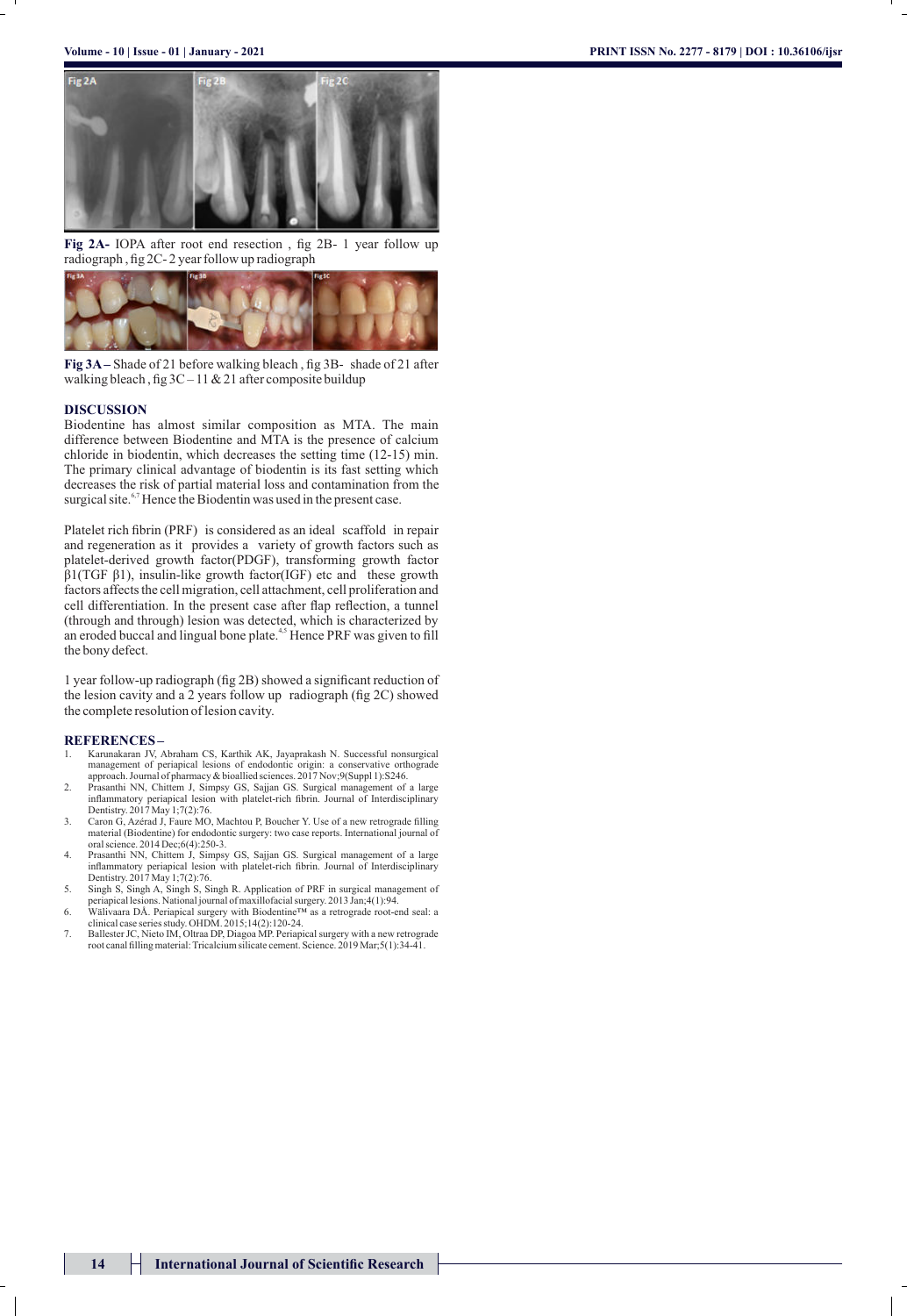**Fig 2A-** IOPA after root end resection , fig 2B- 1 year follow up radiograph , fig 2C- 2 year follow up radiograph

**Fig 3A –** Shade of 21 before walking bleach , fig 3B- shade of 21 after walking bleach , fig 3C – 11 & 21 after composite buildup

## DISCUSSION

Biodentine has almost similar composition as MTA. The main difference between Biodentine and MTA is the presence of calcium chloride in biodentin, which decreases the setting time (12-15) min. The primary clinical advantage of biodentin is its fast setting which decreases the risk of partial material loss and contamination from the surgical site.[6,7] Hence the Biodentin was used in the present case.

Platelet rich fibrin (PRF) is considered as an ideal scaffold in repair and regeneration as it provides a variety of growth factors such as platelet-derived growth factor(PDGF), transforming growth factor β1(TGF β1), insulin-like growth factor(IGF) etc and these growth factors affects the cell migration, cell attachment, cell proliferation and cell differentiation. In the present case after flap reflection, a tunnel (through and through) lesion was detected, which is characterized by an eroded buccal and lingual bone plate.[4,5] Hence PRF was given to fill the bony defect.

1 year follow-up radiograph (fig 2B) showed a significant reduction of the lesion cavity and a 2 years follow up radiograph (fig 2C) showed the complete resolution of lesion cavity.

## REFERENCES –

1. Karunakaran JV, Abraham CS, Karthik AK, Jayaprakash N. Successful nonsurgical management of periapical lesions of endodontic origin: a conservative orthograde approach. Journal of pharmacy & bioallied sciences. 2017 Nov;9(Suppl 1):S246.
2. Prasanthi NN, Chittem J, Simpsy GS, Sajjan GS. Surgical management of a large inflammatory periapical lesion with platelet-rich fibrin. Journal of Interdisciplinary Dentistry. 2017 May 1;7(2):76.
3. Caron G, Azérad J, Faure MO, Machtou P, Boucher Y. Use of a new retrograde filling material (Biodentine) for endodontic surgery: two case reports. International journal of oral science. 2014 Dec;6(4):250-3.
4. Prasanthi NN, Chittem J, Simpsy GS, Sajjan GS. Surgical management of a large inflammatory periapical lesion with platelet-rich fibrin. Journal of Interdisciplinary Dentistry. 2017 May 1;7(2):76.
5. Singh S, Singh A, Singh S, Singh R. Application of PRF in surgical management of periapical lesions. National journal of maxillofacial surgery. 2013 Jan;4(1):94.
6. Wälivaara DÅ. Periapical surgery with Biodentine™ as a retrograde root-end seal: a clinical case series study. OHDM. 2015;14(2):120-24.
7. Ballester JC, Nieto IM, Oltraa DP, Diagoa MP. Periapical surgery with a new retrograde root canal filling material: Tricalcium silicate cement. Science. 2019 Mar;5(1):34-41.